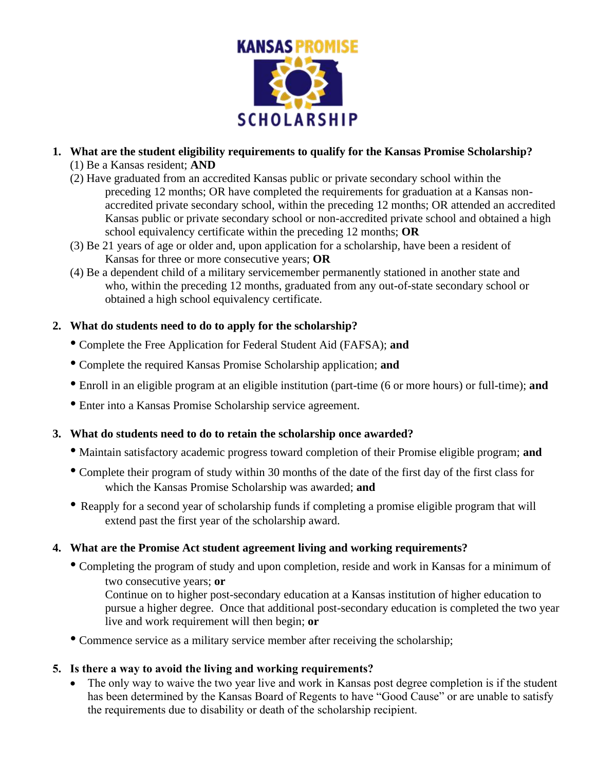# KANSAS PROMISE SCHOLARSHIP

1. **What are the student eligibility requirements to qualify for the Kansas Promise Scholarship?**
   (1) Be a Kansas resident; **AND**
   (2) Have graduated from an accredited Kansas public or private secondary school within the preceding 12 months; OR have completed the requirements for graduation at a Kansas non-accredited private secondary school, within the preceding 12 months; OR attended an accredited Kansas public or private secondary school or non-accredited private school and obtained a high school equivalency certificate within the preceding 12 months; **OR**
   (3) Be 21 years of age or older and, upon application for a scholarship, have been a resident of Kansas for three or more consecutive years; **OR**
   (4) Be a dependent child of a military servicemember permanently stationed in another state and who, within the preceding 12 months, graduated from any out-of-state secondary school or obtained a high school equivalency certificate.

2. **What do students need to do to apply for the scholarship?**
   - Complete the Free Application for Federal Student Aid (FAFSA); **and**
   - Complete the required Kansas Promise Scholarship application; **and**
   - Enroll in an eligible program at an eligible institution (part-time (6 or more hours) or full-time); **and**
   - Enter into a Kansas Promise Scholarship service agreement.

3. **What do students need to do to retain the scholarship once awarded?**
   - Maintain satisfactory academic progress toward completion of their Promise eligible program; **and**
   - Complete their program of study within 30 months of the date of the first day of the first class for which the Kansas Promise Scholarship was awarded; **and**
   - Reapply for a second year of scholarship funds if completing a promise eligible program that will extend past the first year of the scholarship award.

4. **What are the Promise Act student agreement living and working requirements?**
   - Completing the program of study and upon completion, reside and work in Kansas for a minimum of two consecutive years; **or**
     Continue on to higher post-secondary education at a Kansas institution of higher education to pursue a higher degree. Once that additional post-secondary education is completed the two year live and work requirement will then begin; **or**
   - Commence service as a military service member after receiving the scholarship;

5. **Is there a way to avoid the living and working requirements?**
   - The only way to waive the two year live and work in Kansas post degree completion is if the student has been determined by the Kansas Board of Regents to have "Good Cause" or are unable to satisfy the requirements due to disability or death of the scholarship recipient.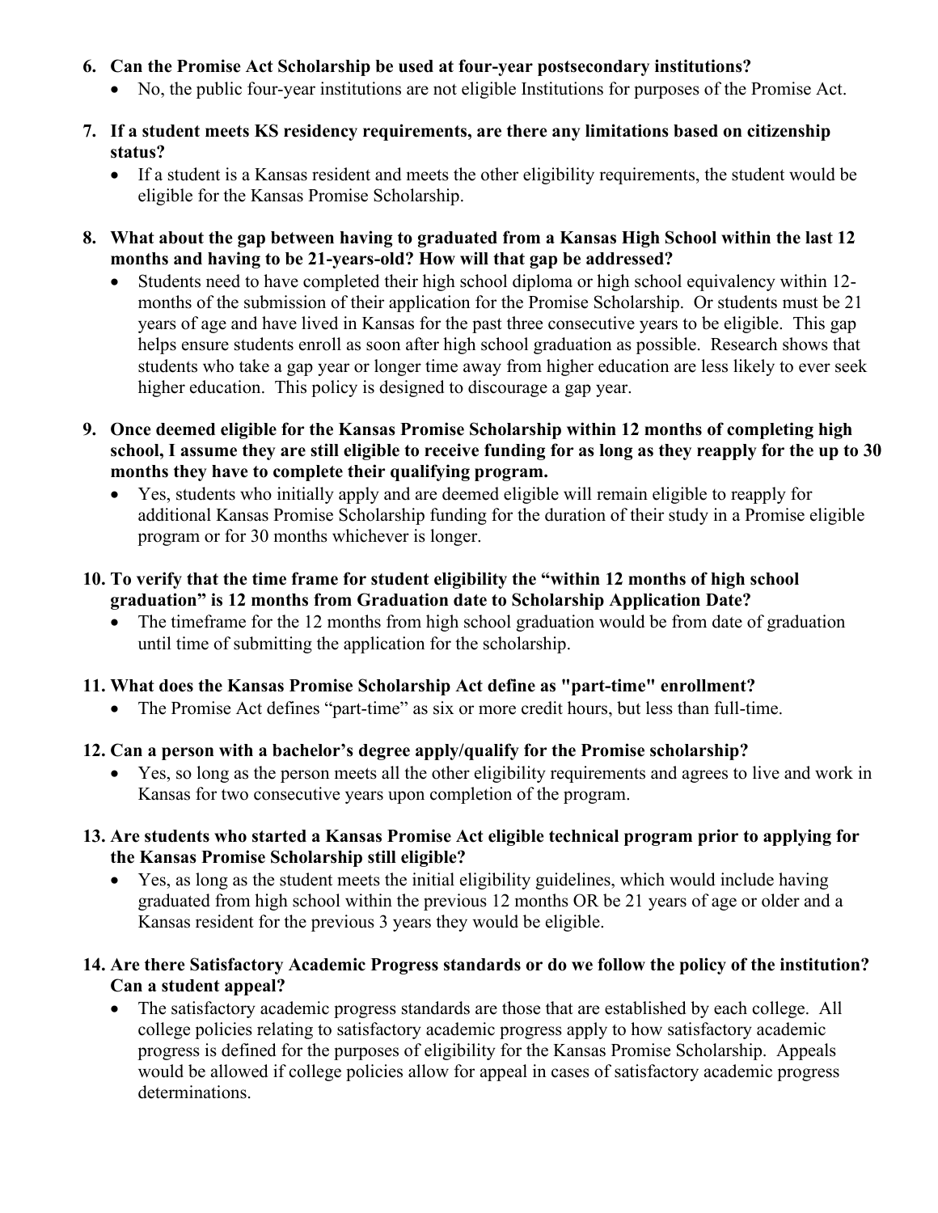6. **Can the Promise Act Scholarship be used at four-year postsecondary institutions?**
   - No, the public four-year institutions are not eligible Institutions for purposes of the Promise Act.

7. **If a student meets KS residency requirements, are there any limitations based on citizenship status?**
   - If a student is a Kansas resident and meets the other eligibility requirements, the student would be eligible for the Kansas Promise Scholarship.

8. **What about the gap between having to graduated from a Kansas High School within the last 12 months and having to be 21-years-old? How will that gap be addressed?**
   - Students need to have completed their high school diploma or high school equivalency within 12-months of the submission of their application for the Promise Scholarship. Or students must be 21 years of age and have lived in Kansas for the past three consecutive years to be eligible. This gap helps ensure students enroll as soon after high school graduation as possible. Research shows that students who take a gap year or longer time away from higher education are less likely to ever seek higher education. This policy is designed to discourage a gap year.

9. **Once deemed eligible for the Kansas Promise Scholarship within 12 months of completing high school, I assume they are still eligible to receive funding for as long as they reapply for the up to 30 months they have to complete their qualifying program.**
   - Yes, students who initially apply and are deemed eligible will remain eligible to reapply for additional Kansas Promise Scholarship funding for the duration of their study in a Promise eligible program or for 30 months whichever is longer.

10. **To verify that the time frame for student eligibility the "within 12 months of high school graduation" is 12 months from Graduation date to Scholarship Application Date?**
    - The timeframe for the 12 months from high school graduation would be from date of graduation until time of submitting the application for the scholarship.

11. **What does the Kansas Promise Scholarship Act define as "part-time" enrollment?**
    - The Promise Act defines "part-time" as six or more credit hours, but less than full-time.

12. **Can a person with a bachelor's degree apply/qualify for the Promise scholarship?**
    - Yes, so long as the person meets all the other eligibility requirements and agrees to live and work in Kansas for two consecutive years upon completion of the program.

13. **Are students who started a Kansas Promise Act eligible technical program prior to applying for the Kansas Promise Scholarship still eligible?**
    - Yes, as long as the student meets the initial eligibility guidelines, which would include having graduated from high school within the previous 12 months OR be 21 years of age or older and a Kansas resident for the previous 3 years they would be eligible.

14. **Are there Satisfactory Academic Progress standards or do we follow the policy of the institution? Can a student appeal?**
    - The satisfactory academic progress standards are those that are established by each college. All college policies relating to satisfactory academic progress apply to how satisfactory academic progress is defined for the purposes of eligibility for the Kansas Promise Scholarship. Appeals would be allowed if college policies allow for appeal in cases of satisfactory academic progress determinations.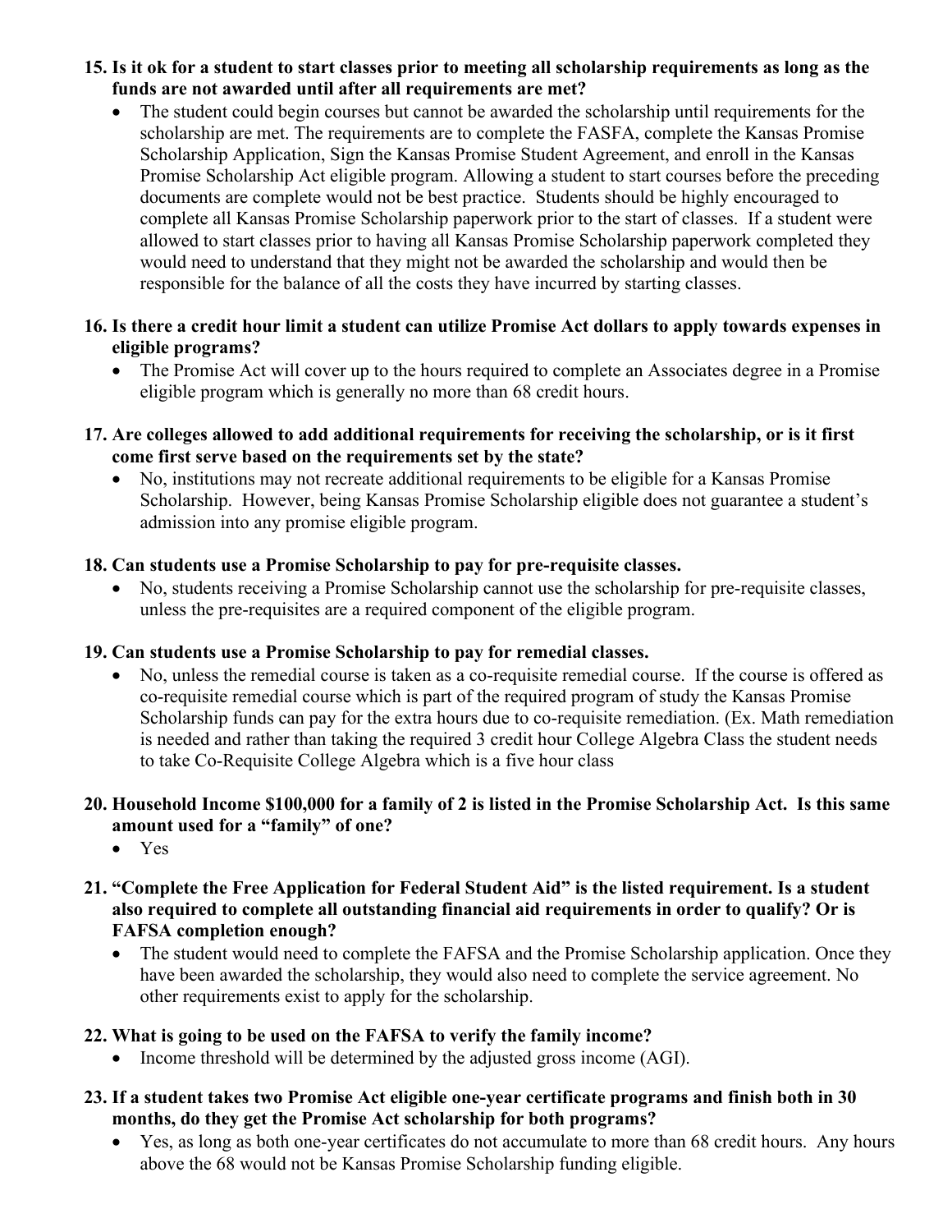15. **Is it ok for a student to start classes prior to meeting all scholarship requirements as long as the funds are not awarded until after all requirements are met?**
    - The student could begin courses but cannot be awarded the scholarship until requirements for the scholarship are met. The requirements are to complete the FASFA, complete the Kansas Promise Scholarship Application, Sign the Kansas Promise Student Agreement, and enroll in the Kansas Promise Scholarship Act eligible program. Allowing a student to start courses before the preceding documents are complete would not be best practice. Students should be highly encouraged to complete all Kansas Promise Scholarship paperwork prior to the start of classes. If a student were allowed to start classes prior to having all Kansas Promise Scholarship paperwork completed they would need to understand that they might not be awarded the scholarship and would then be responsible for the balance of all the costs they have incurred by starting classes.

16. **Is there a credit hour limit a student can utilize Promise Act dollars to apply towards expenses in eligible programs?**
    - The Promise Act will cover up to the hours required to complete an Associates degree in a Promise eligible program which is generally no more than 68 credit hours.

17. **Are colleges allowed to add additional requirements for receiving the scholarship, or is it first come first serve based on the requirements set by the state?**
    - No, institutions may not recreate additional requirements to be eligible for a Kansas Promise Scholarship. However, being Kansas Promise Scholarship eligible does not guarantee a student's admission into any promise eligible program.

18. **Can students use a Promise Scholarship to pay for pre-requisite classes.**
    - No, students receiving a Promise Scholarship cannot use the scholarship for pre-requisite classes, unless the pre-requisites are a required component of the eligible program.

19. **Can students use a Promise Scholarship to pay for remedial classes.**
    - No, unless the remedial course is taken as a co-requisite remedial course. If the course is offered as co-requisite remedial course which is part of the required program of study the Kansas Promise Scholarship funds can pay for the extra hours due to co-requisite remediation. (Ex. Math remediation is needed and rather than taking the required 3 credit hour College Algebra Class the student needs to take Co-Requisite College Algebra which is a five hour class

20. **Household Income $100,000 for a family of 2 is listed in the Promise Scholarship Act. Is this same amount used for a "family" of one?**
    - Yes

21. **"Complete the Free Application for Federal Student Aid" is the listed requirement. Is a student also required to complete all outstanding financial aid requirements in order to qualify? Or is FASFA completion enough?**
    - The student would need to complete the FAFSA and the Promise Scholarship application. Once they have been awarded the scholarship, they would also need to complete the service agreement. No other requirements exist to apply for the scholarship.

22. **What is going to be used on the FAFSA to verify the family income?**
    - Income threshold will be determined by the adjusted gross income (AGI).

23. **If a student takes two Promise Act eligible one-year certificate programs and finish both in 30 months, do they get the Promise Act scholarship for both programs?**
    - Yes, as long as both one-year certificates do not accumulate to more than 68 credit hours. Any hours above the 68 would not be Kansas Promise Scholarship funding eligible.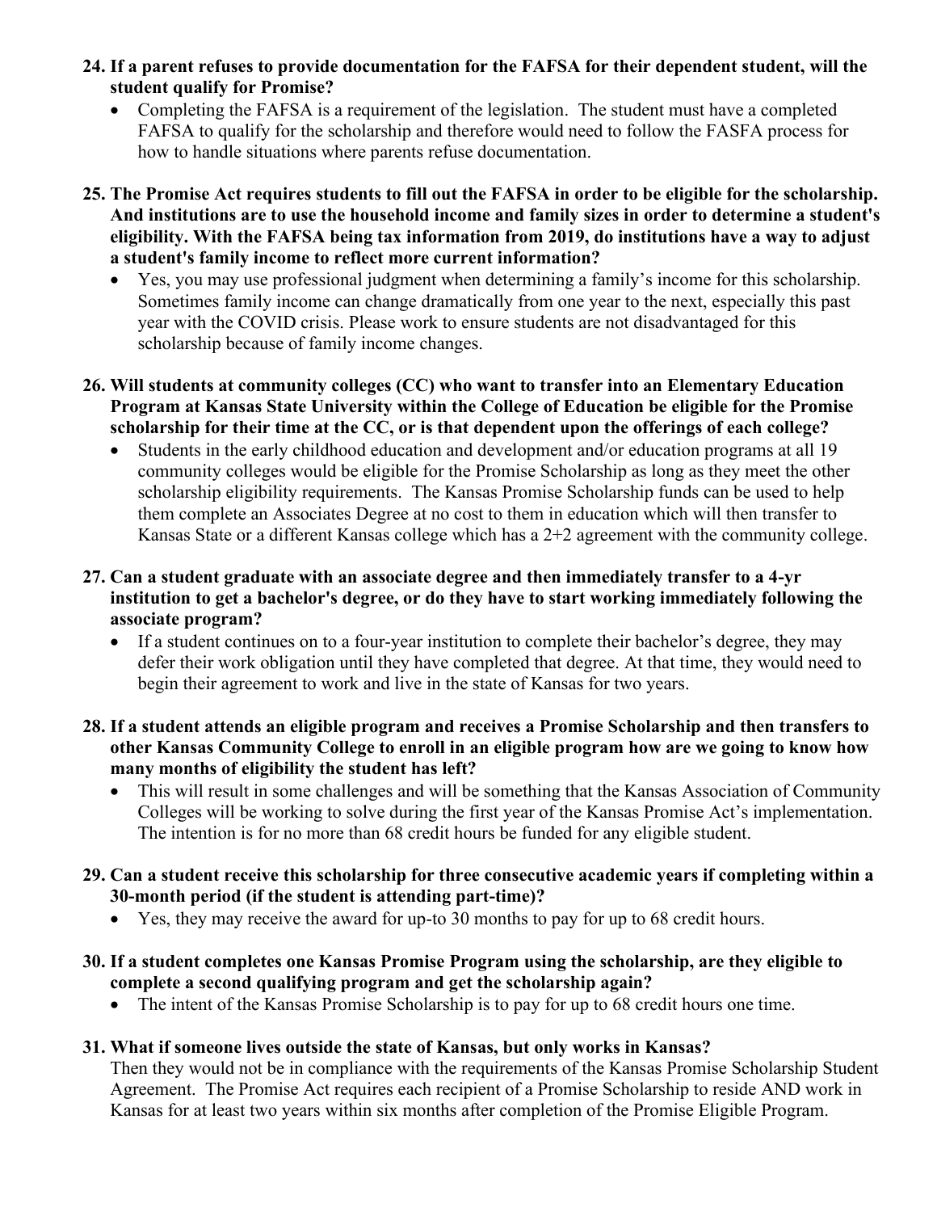**24. If a parent refuses to provide documentation for the FAFSA for their dependent student, will the student qualify for Promise?**

- Completing the FAFSA is a requirement of the legislation. The student must have a completed FAFSA to qualify for the scholarship and therefore would need to follow the FASFA process for how to handle situations where parents refuse documentation.

**25. The Promise Act requires students to fill out the FAFSA in order to be eligible for the scholarship. And institutions are to use the household income and family sizes in order to determine a student's eligibility. With the FAFSA being tax information from 2019, do institutions have a way to adjust a student's family income to reflect more current information?**

- Yes, you may use professional judgment when determining a family's income for this scholarship. Sometimes family income can change dramatically from one year to the next, especially this past year with the COVID crisis. Please work to ensure students are not disadvantaged for this scholarship because of family income changes.

**26. Will students at community colleges (CC) who want to transfer into an Elementary Education Program at Kansas State University within the College of Education be eligible for the Promise scholarship for their time at the CC, or is that dependent upon the offerings of each college?**

- Students in the early childhood education and development and/or education programs at all 19 community colleges would be eligible for the Promise Scholarship as long as they meet the other scholarship eligibility requirements. The Kansas Promise Scholarship funds can be used to help them complete an Associates Degree at no cost to them in education which will then transfer to Kansas State or a different Kansas college which has a 2+2 agreement with the community college.

**27. Can a student graduate with an associate degree and then immediately transfer to a 4-yr institution to get a bachelor's degree, or do they have to start working immediately following the associate program?**

- If a student continues on to a four-year institution to complete their bachelor's degree, they may defer their work obligation until they have completed that degree. At that time, they would need to begin their agreement to work and live in the state of Kansas for two years.

**28. If a student attends an eligible program and receives a Promise Scholarship and then transfers to other Kansas Community College to enroll in an eligible program how are we going to know how many months of eligibility the student has left?**

- This will result in some challenges and will be something that the Kansas Association of Community Colleges will be working to solve during the first year of the Kansas Promise Act's implementation. The intention is for no more than 68 credit hours be funded for any eligible student.

**29. Can a student receive this scholarship for three consecutive academic years if completing within a 30-month period (if the student is attending part-time)?**

- Yes, they may receive the award for up-to 30 months to pay for up to 68 credit hours.

**30. If a student completes one Kansas Promise Program using the scholarship, are they eligible to complete a second qualifying program and get the scholarship again?**

- The intent of the Kansas Promise Scholarship is to pay for up to 68 credit hours one time.

**31. What if someone lives outside the state of Kansas, but only works in Kansas?**

Then they would not be in compliance with the requirements of the Kansas Promise Scholarship Student Agreement. The Promise Act requires each recipient of a Promise Scholarship to reside AND work in Kansas for at least two years within six months after completion of the Promise Eligible Program.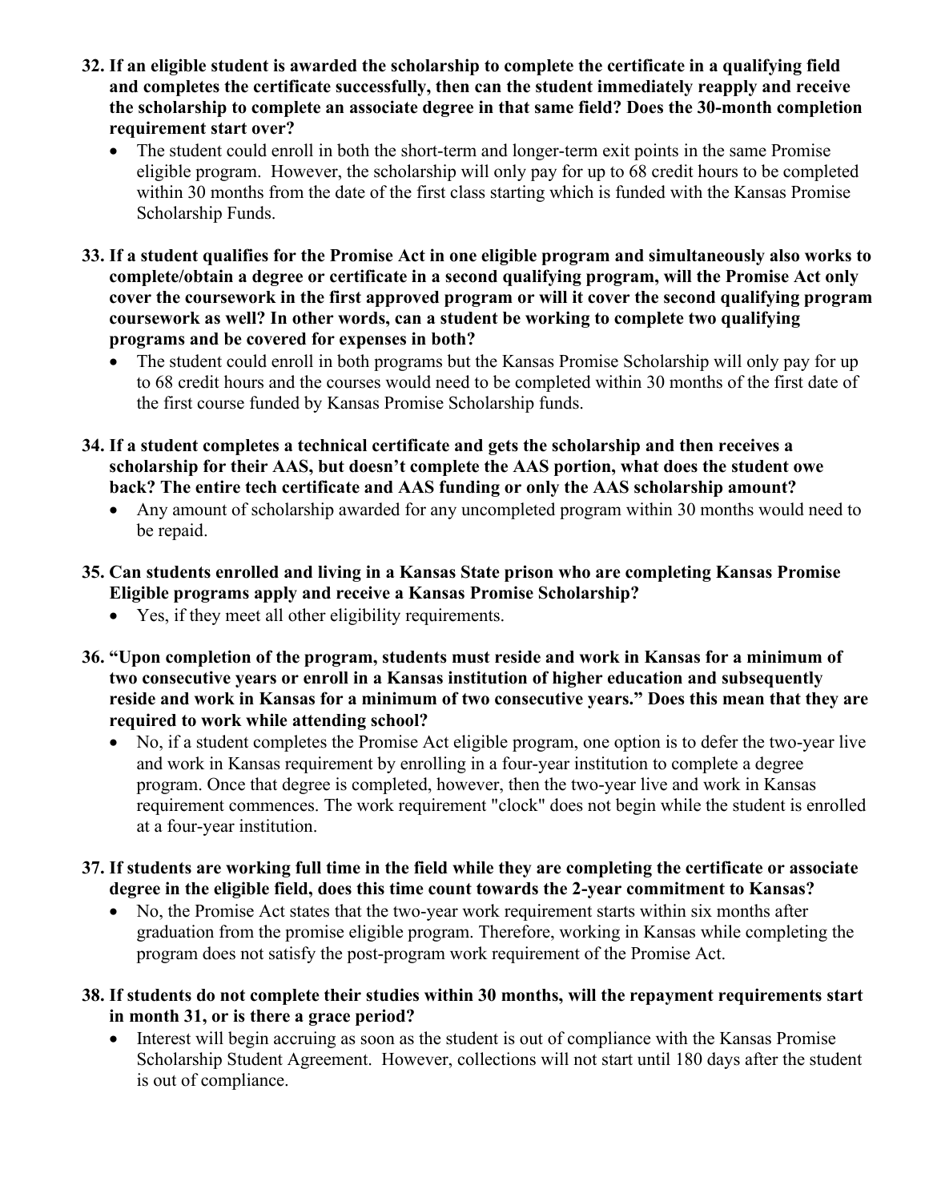32. **If an eligible student is awarded the scholarship to complete the certificate in a qualifying field and completes the certificate successfully, then can the student immediately reapply and receive the scholarship to complete an associate degree in that same field? Does the 30-month completion requirement start over?**
    - The student could enroll in both the short-term and longer-term exit points in the same Promise eligible program. However, the scholarship will only pay for up to 68 credit hours to be completed within 30 months from the date of the first class starting which is funded with the Kansas Promise Scholarship Funds.

33. **If a student qualifies for the Promise Act in one eligible program and simultaneously also works to complete/obtain a degree or certificate in a second qualifying program, will the Promise Act only cover the coursework in the first approved program or will it cover the second qualifying program coursework as well? In other words, can a student be working to complete two qualifying programs and be covered for expenses in both?**
    - The student could enroll in both programs but the Kansas Promise Scholarship will only pay for up to 68 credit hours and the courses would need to be completed within 30 months of the first date of the first course funded by Kansas Promise Scholarship funds.

34. **If a student completes a technical certificate and gets the scholarship and then receives a scholarship for their AAS, but doesn't complete the AAS portion, what does the student owe back? The entire tech certificate and AAS funding or only the AAS scholarship amount?**
    - Any amount of scholarship awarded for any uncompleted program within 30 months would need to be repaid.

35. **Can students enrolled and living in a Kansas State prison who are completing Kansas Promise Eligible programs apply and receive a Kansas Promise Scholarship?**
    - Yes, if they meet all other eligibility requirements.

36. **"Upon completion of the program, students must reside and work in Kansas for a minimum of two consecutive years or enroll in a Kansas institution of higher education and subsequently reside and work in Kansas for a minimum of two consecutive years." Does this mean that they are required to work while attending school?**
    - No, if a student completes the Promise Act eligible program, one option is to defer the two-year live and work in Kansas requirement by enrolling in a four-year institution to complete a degree program. Once that degree is completed, however, then the two-year live and work in Kansas requirement commences. The work requirement "clock" does not begin while the student is enrolled at a four-year institution.

37. **If students are working full time in the field while they are completing the certificate or associate degree in the eligible field, does this time count towards the 2-year commitment to Kansas?**
    - No, the Promise Act states that the two-year work requirement starts within six months after graduation from the promise eligible program. Therefore, working in Kansas while completing the program does not satisfy the post-program work requirement of the Promise Act.

38. **If students do not complete their studies within 30 months, will the repayment requirements start in month 31, or is there a grace period?**
    - Interest will begin accruing as soon as the student is out of compliance with the Kansas Promise Scholarship Student Agreement. However, collections will not start until 180 days after the student is out of compliance.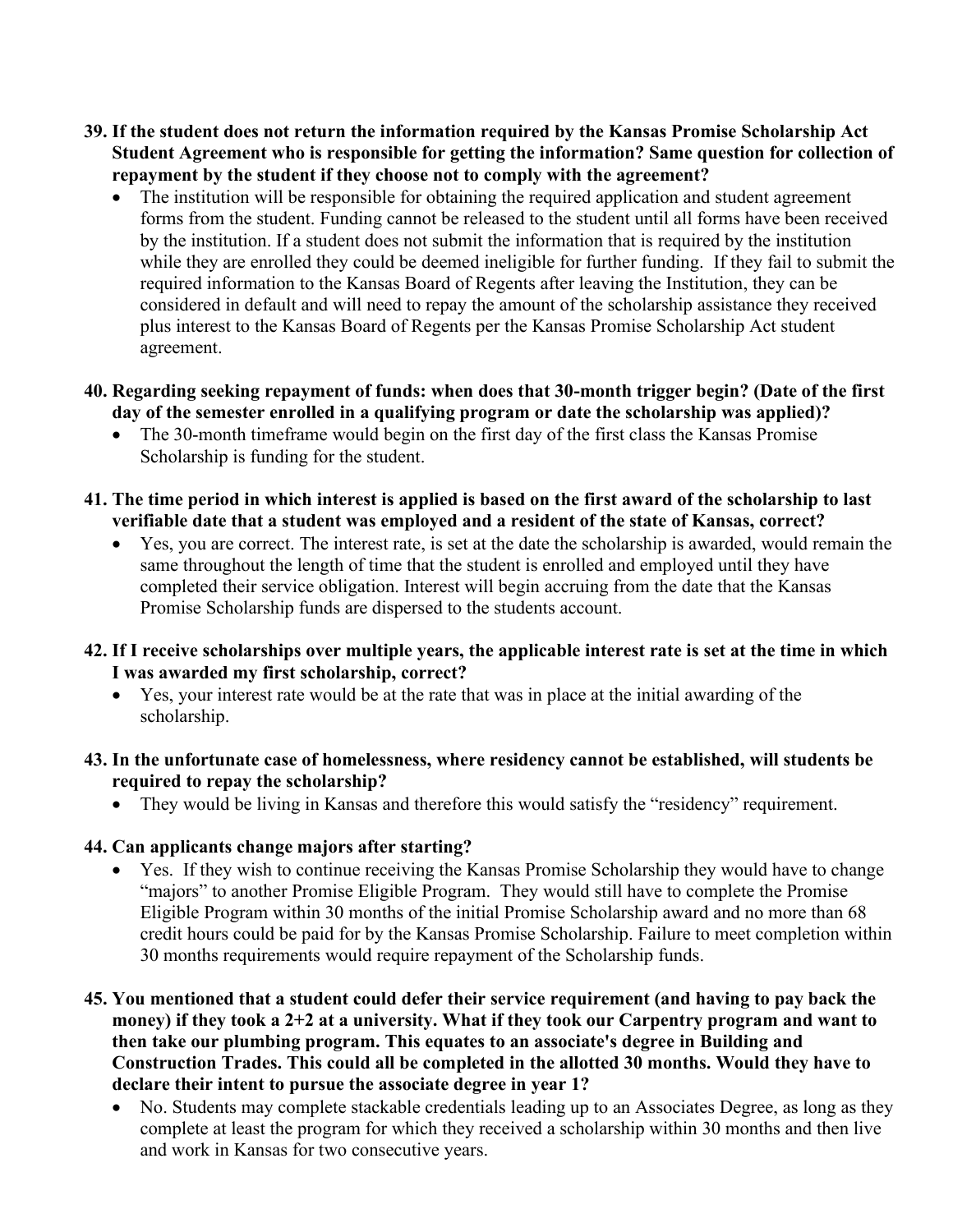**39. If the student does not return the information required by the Kansas Promise Scholarship Act Student Agreement who is responsible for getting the information? Same question for collection of repayment by the student if they choose not to comply with the agreement?**

- The institution will be responsible for obtaining the required application and student agreement forms from the student. Funding cannot be released to the student until all forms have been received by the institution. If a student does not submit the information that is required by the institution while they are enrolled they could be deemed ineligible for further funding. If they fail to submit the required information to the Kansas Board of Regents after leaving the Institution, they can be considered in default and will need to repay the amount of the scholarship assistance they received plus interest to the Kansas Board of Regents per the Kansas Promise Scholarship Act student agreement.

**40. Regarding seeking repayment of funds: when does that 30-month trigger begin? (Date of the first day of the semester enrolled in a qualifying program or date the scholarship was applied)?**

- The 30-month timeframe would begin on the first day of the first class the Kansas Promise Scholarship is funding for the student.

**41. The time period in which interest is applied is based on the first award of the scholarship to last verifiable date that a student was employed and a resident of the state of Kansas, correct?**

- Yes, you are correct. The interest rate, is set at the date the scholarship is awarded, would remain the same throughout the length of time that the student is enrolled and employed until they have completed their service obligation. Interest will begin accruing from the date that the Kansas Promise Scholarship funds are dispersed to the students account.

**42. If I receive scholarships over multiple years, the applicable interest rate is set at the time in which I was awarded my first scholarship, correct?**

- Yes, your interest rate would be at the rate that was in place at the initial awarding of the scholarship.

**43. In the unfortunate case of homelessness, where residency cannot be established, will students be required to repay the scholarship?**

- They would be living in Kansas and therefore this would satisfy the "residency" requirement.

**44. Can applicants change majors after starting?**

- Yes. If they wish to continue receiving the Kansas Promise Scholarship they would have to change "majors" to another Promise Eligible Program. They would still have to complete the Promise Eligible Program within 30 months of the initial Promise Scholarship award and no more than 68 credit hours could be paid for by the Kansas Promise Scholarship. Failure to meet completion within 30 months requirements would require repayment of the Scholarship funds.

**45. You mentioned that a student could defer their service requirement (and having to pay back the money) if they took a 2+2 at a university. What if they took our Carpentry program and want to then take our plumbing program. This equates to an associate's degree in Building and Construction Trades. This could all be completed in the allotted 30 months. Would they have to declare their intent to pursue the associate degree in year 1?**

- No. Students may complete stackable credentials leading up to an Associates Degree, as long as they complete at least the program for which they received a scholarship within 30 months and then live and work in Kansas for two consecutive years.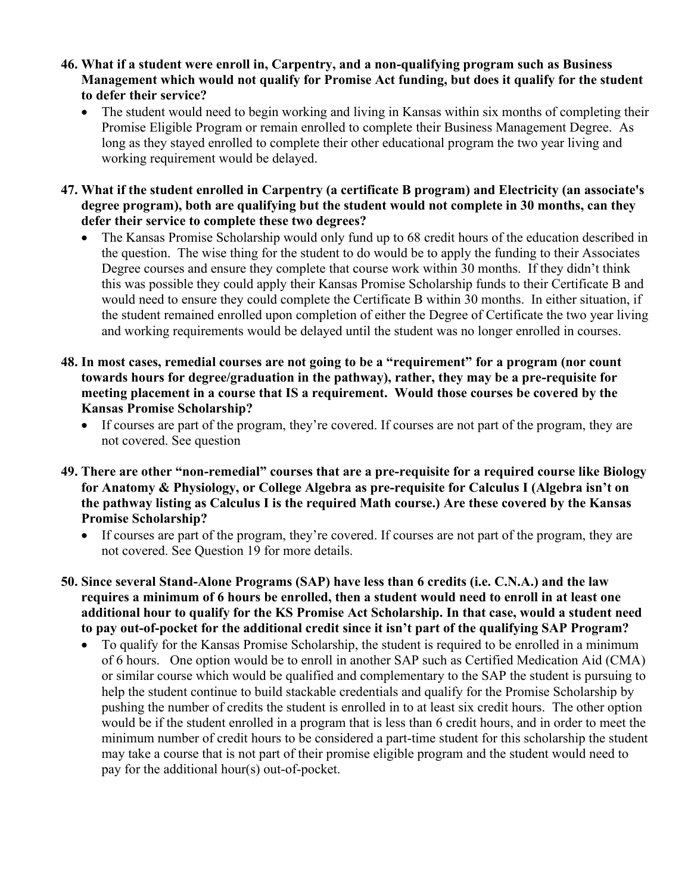**46. What if a student were enroll in, Carpentry, and a non-qualifying program such as Business Management which would not qualify for Promise Act funding, but does it qualify for the student to defer their service?**

- The student would need to begin working and living in Kansas within six months of completing their Promise Eligible Program or remain enrolled to complete their Business Management Degree. As long as they stayed enrolled to complete their other educational program the two year living and working requirement would be delayed.

**47. What if the student enrolled in Carpentry (a certificate B program) and Electricity (an associate's degree program), both are qualifying but the student would not complete in 30 months, can they defer their service to complete these two degrees?**

- The Kansas Promise Scholarship would only fund up to 68 credit hours of the education described in the question. The wise thing for the student to do would be to apply the funding to their Associates Degree courses and ensure they complete that course work within 30 months. If they didn't think this was possible they could apply their Kansas Promise Scholarship funds to their Certificate B and would need to ensure they could complete the Certificate B within 30 months. In either situation, if the student remained enrolled upon completion of either the Degree of Certificate the two year living and working requirements would be delayed until the student was no longer enrolled in courses.

**48. In most cases, remedial courses are not going to be a "requirement" for a program (nor count towards hours for degree/graduation in the pathway), rather, they may be a pre-requisite for meeting placement in a course that IS a requirement. Would those courses be covered by the Kansas Promise Scholarship?**

- If courses are part of the program, they're covered. If courses are not part of the program, they are not covered. See question

**49. There are other "non-remedial" courses that are a pre-requisite for a required course like Biology for Anatomy & Physiology, or College Algebra as pre-requisite for Calculus I (Algebra isn't on the pathway listing as Calculus I is the required Math course.) Are these covered by the Kansas Promise Scholarship?**

- If courses are part of the program, they're covered. If courses are not part of the program, they are not covered. See Question 19 for more details.

**50. Since several Stand-Alone Programs (SAP) have less than 6 credits (i.e. C.N.A.) and the law requires a minimum of 6 hours be enrolled, then a student would need to enroll in at least one additional hour to qualify for the KS Promise Act Scholarship. In that case, would a student need to pay out-of-pocket for the additional credit since it isn't part of the qualifying SAP Program?**

- To qualify for the Kansas Promise Scholarship, the student is required to be enrolled in a minimum of 6 hours. One option would be to enroll in another SAP such as Certified Medication Aid (CMA) or similar course which would be qualified and complementary to the SAP the student is pursuing to help the student continue to build stackable credentials and qualify for the Promise Scholarship by pushing the number of credits the student is enrolled in to at least six credit hours. The other option would be if the student enrolled in a program that is less than 6 credit hours, and in order to meet the minimum number of credit hours to be considered a part-time student for this scholarship the student may take a course that is not part of their promise eligible program and the student would need to pay for the additional hour(s) out-of-pocket.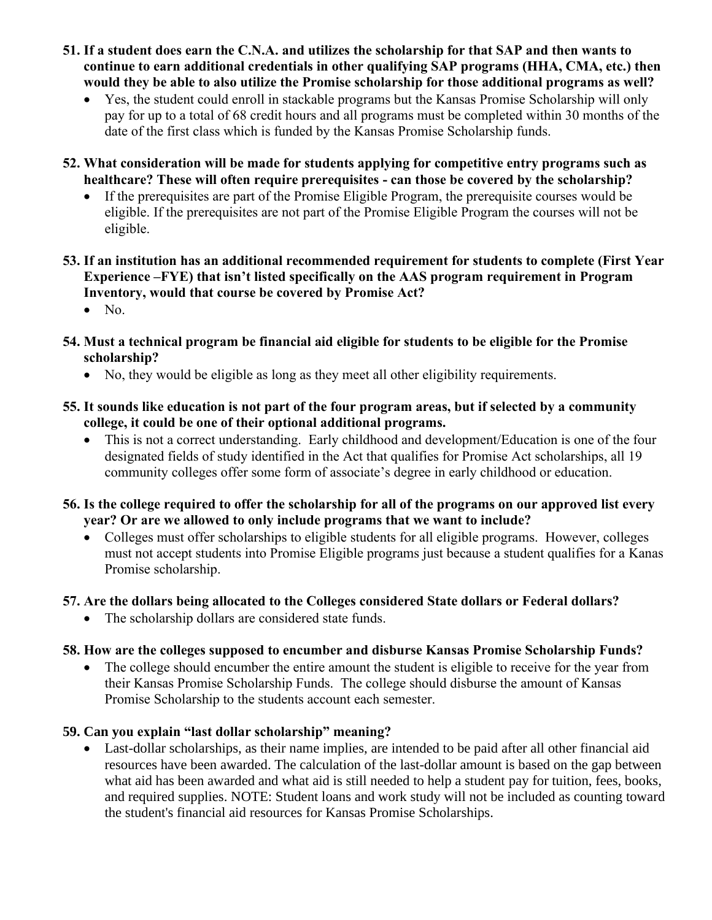51. **If a student does earn the C.N.A. and utilizes the scholarship for that SAP and then wants to continue to earn additional credentials in other qualifying SAP programs (HHA, CMA, etc.) then would they be able to also utilize the Promise scholarship for those additional programs as well?**
    - Yes, the student could enroll in stackable programs but the Kansas Promise Scholarship will only pay for up to a total of 68 credit hours and all programs must be completed within 30 months of the date of the first class which is funded by the Kansas Promise Scholarship funds.

52. **What consideration will be made for students applying for competitive entry programs such as healthcare? These will often require prerequisites - can those be covered by the scholarship?**
    - If the prerequisites are part of the Promise Eligible Program, the prerequisite courses would be eligible. If the prerequisites are not part of the Promise Eligible Program the courses will not be eligible.

53. **If an institution has an additional recommended requirement for students to complete (First Year Experience –FYE) that isn't listed specifically on the AAS program requirement in Program Inventory, would that course be covered by Promise Act?**
    - No.

54. **Must a technical program be financial aid eligible for students to be eligible for the Promise scholarship?**
    - No, they would be eligible as long as they meet all other eligibility requirements.

55. **It sounds like education is not part of the four program areas, but if selected by a community college, it could be one of their optional additional programs.**
    - This is not a correct understanding. Early childhood and development/Education is one of the four designated fields of study identified in the Act that qualifies for Promise Act scholarships, all 19 community colleges offer some form of associate's degree in early childhood or education.

56. **Is the college required to offer the scholarship for all of the programs on our approved list every year? Or are we allowed to only include programs that we want to include?**
    - Colleges must offer scholarships to eligible students for all eligible programs. However, colleges must not accept students into Promise Eligible programs just because a student qualifies for a Kanas Promise scholarship.

57. **Are the dollars being allocated to the Colleges considered State dollars or Federal dollars?**
    - The scholarship dollars are considered state funds.

58. **How are the colleges supposed to encumber and disburse Kansas Promise Scholarship Funds?**
    - The college should encumber the entire amount the student is eligible to receive for the year from their Kansas Promise Scholarship Funds. The college should disburse the amount of Kansas Promise Scholarship to the students account each semester.

59. **Can you explain "last dollar scholarship" meaning?**
    - Last-dollar scholarships, as their name implies, are intended to be paid after all other financial aid resources have been awarded. The calculation of the last-dollar amount is based on the gap between what aid has been awarded and what aid is still needed to help a student pay for tuition, fees, books, and required supplies. NOTE: Student loans and work study will not be included as counting toward the student's financial aid resources for Kansas Promise Scholarships.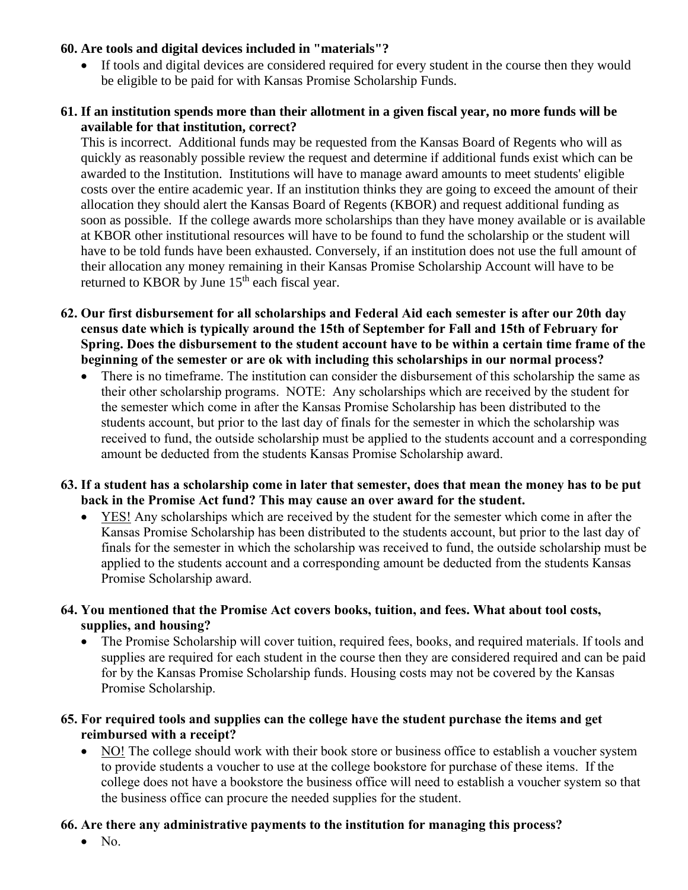**60. Are tools and digital devices included in "materials"?**

- If tools and digital devices are considered required for every student in the course then they would be eligible to be paid for with Kansas Promise Scholarship Funds.

**61. If an institution spends more than their allotment in a given fiscal year, no more funds will be available for that institution, correct?**

This is incorrect. Additional funds may be requested from the Kansas Board of Regents who will as quickly as reasonably possible review the request and determine if additional funds exist which can be awarded to the Institution. Institutions will have to manage award amounts to meet students' eligible costs over the entire academic year. If an institution thinks they are going to exceed the amount of their allocation they should alert the Kansas Board of Regents (KBOR) and request additional funding as soon as possible. If the college awards more scholarships than they have money available or is available at KBOR other institutional resources will have to be found to fund the scholarship or the student will have to be told funds have been exhausted. Conversely, if an institution does not use the full amount of their allocation any money remaining in their Kansas Promise Scholarship Account will have to be returned to KBOR by June 15th each fiscal year.

**62. Our first disbursement for all scholarships and Federal Aid each semester is after our 20th day census date which is typically around the 15th of September for Fall and 15th of February for Spring. Does the disbursement to the student account have to be within a certain time frame of the beginning of the semester or are ok with including this scholarships in our normal process?**

- There is no timeframe. The institution can consider the disbursement of this scholarship the same as their other scholarship programs. NOTE: Any scholarships which are received by the student for the semester which come in after the Kansas Promise Scholarship has been distributed to the students account, but prior to the last day of finals for the semester in which the scholarship was received to fund, the outside scholarship must be applied to the students account and a corresponding amount be deducted from the students Kansas Promise Scholarship award.

**63. If a student has a scholarship come in later that semester, does that mean the money has to be put back in the Promise Act fund? This may cause an over award for the student.**

- YES! Any scholarships which are received by the student for the semester which come in after the Kansas Promise Scholarship has been distributed to the students account, but prior to the last day of finals for the semester in which the scholarship was received to fund, the outside scholarship must be applied to the students account and a corresponding amount be deducted from the students Kansas Promise Scholarship award.

**64. You mentioned that the Promise Act covers books, tuition, and fees. What about tool costs, supplies, and housing?**

- The Promise Scholarship will cover tuition, required fees, books, and required materials. If tools and supplies are required for each student in the course then they are considered required and can be paid for by the Kansas Promise Scholarship funds. Housing costs may not be covered by the Kansas Promise Scholarship.

**65. For required tools and supplies can the college have the student purchase the items and get reimbursed with a receipt?**

- NO! The college should work with their book store or business office to establish a voucher system to provide students a voucher to use at the college bookstore for purchase of these items. If the college does not have a bookstore the business office will need to establish a voucher system so that the business office can procure the needed supplies for the student.

**66. Are there any administrative payments to the institution for managing this process?**

- No.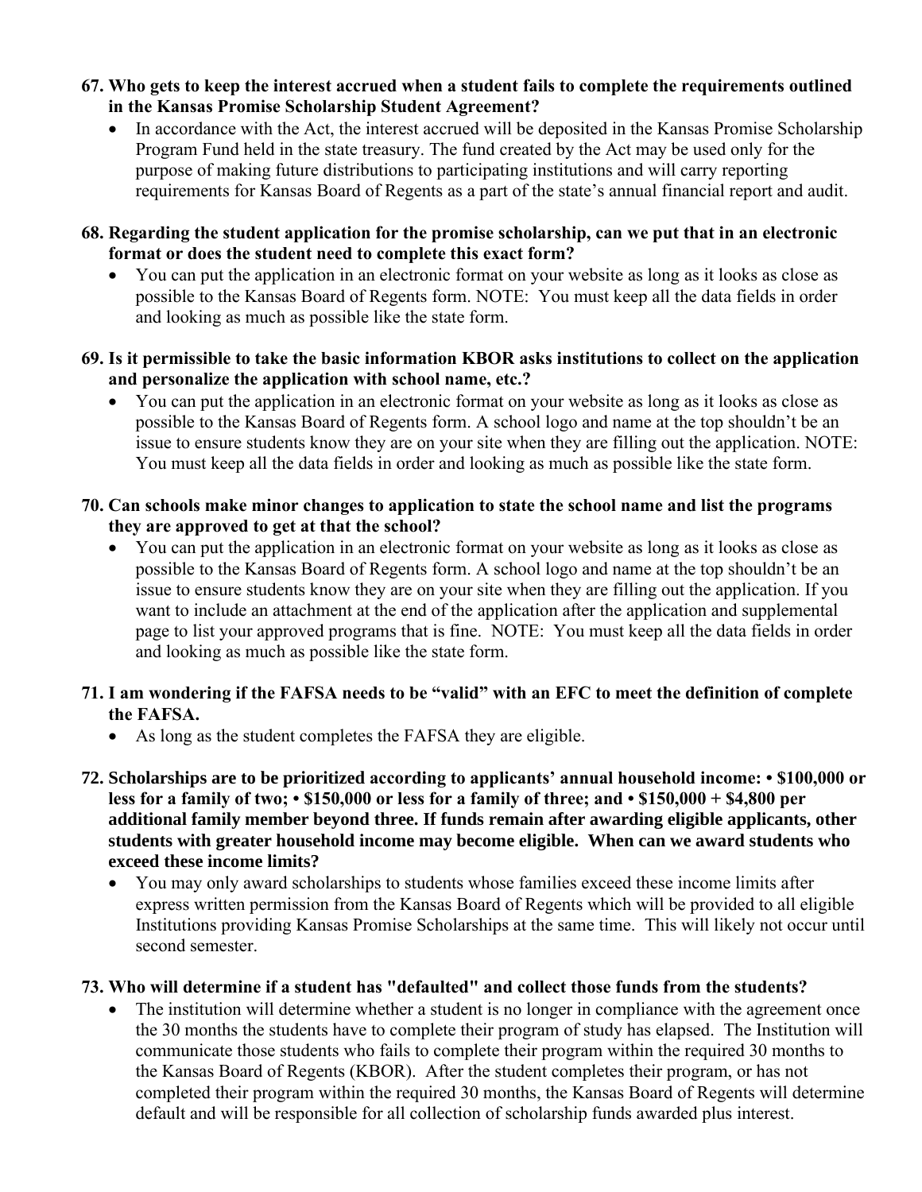**67. Who gets to keep the interest accrued when a student fails to complete the requirements outlined in the Kansas Promise Scholarship Student Agreement?**

- In accordance with the Act, the interest accrued will be deposited in the Kansas Promise Scholarship Program Fund held in the state treasury. The fund created by the Act may be used only for the purpose of making future distributions to participating institutions and will carry reporting requirements for Kansas Board of Regents as a part of the state's annual financial report and audit.

**68. Regarding the student application for the promise scholarship, can we put that in an electronic format or does the student need to complete this exact form?**

- You can put the application in an electronic format on your website as long as it looks as close as possible to the Kansas Board of Regents form. NOTE: You must keep all the data fields in order and looking as much as possible like the state form.

**69. Is it permissible to take the basic information KBOR asks institutions to collect on the application and personalize the application with school name, etc.?**

- You can put the application in an electronic format on your website as long as it looks as close as possible to the Kansas Board of Regents form. A school logo and name at the top shouldn't be an issue to ensure students know they are on your site when they are filling out the application. NOTE: You must keep all the data fields in order and looking as much as possible like the state form.

**70. Can schools make minor changes to application to state the school name and list the programs they are approved to get at that the school?**

- You can put the application in an electronic format on your website as long as it looks as close as possible to the Kansas Board of Regents form. A school logo and name at the top shouldn't be an issue to ensure students know they are on your site when they are filling out the application. If you want to include an attachment at the end of the application after the application and supplemental page to list your approved programs that is fine. NOTE: You must keep all the data fields in order and looking as much as possible like the state form.

**71. I am wondering if the FAFSA needs to be "valid" with an EFC to meet the definition of complete the FAFSA.**

- As long as the student completes the FAFSA they are eligible.

**72. Scholarships are to be prioritized according to applicants' annual household income: • $100,000 or less for a family of two; • $150,000 or less for a family of three; and • $150,000 + $4,800 per additional family member beyond three. If funds remain after awarding eligible applicants, other students with greater household income may become eligible. When can we award students who exceed these income limits?**

- You may only award scholarships to students whose families exceed these income limits after express written permission from the Kansas Board of Regents which will be provided to all eligible Institutions providing Kansas Promise Scholarships at the same time. This will likely not occur until second semester.

**73. Who will determine if a student has "defaulted" and collect those funds from the students?**

- The institution will determine whether a student is no longer in compliance with the agreement once the 30 months the students have to complete their program of study has elapsed. The Institution will communicate those students who fails to complete their program within the required 30 months to the Kansas Board of Regents (KBOR). After the student completes their program, or has not completed their program within the required 30 months, the Kansas Board of Regents will determine default and will be responsible for all collection of scholarship funds awarded plus interest.